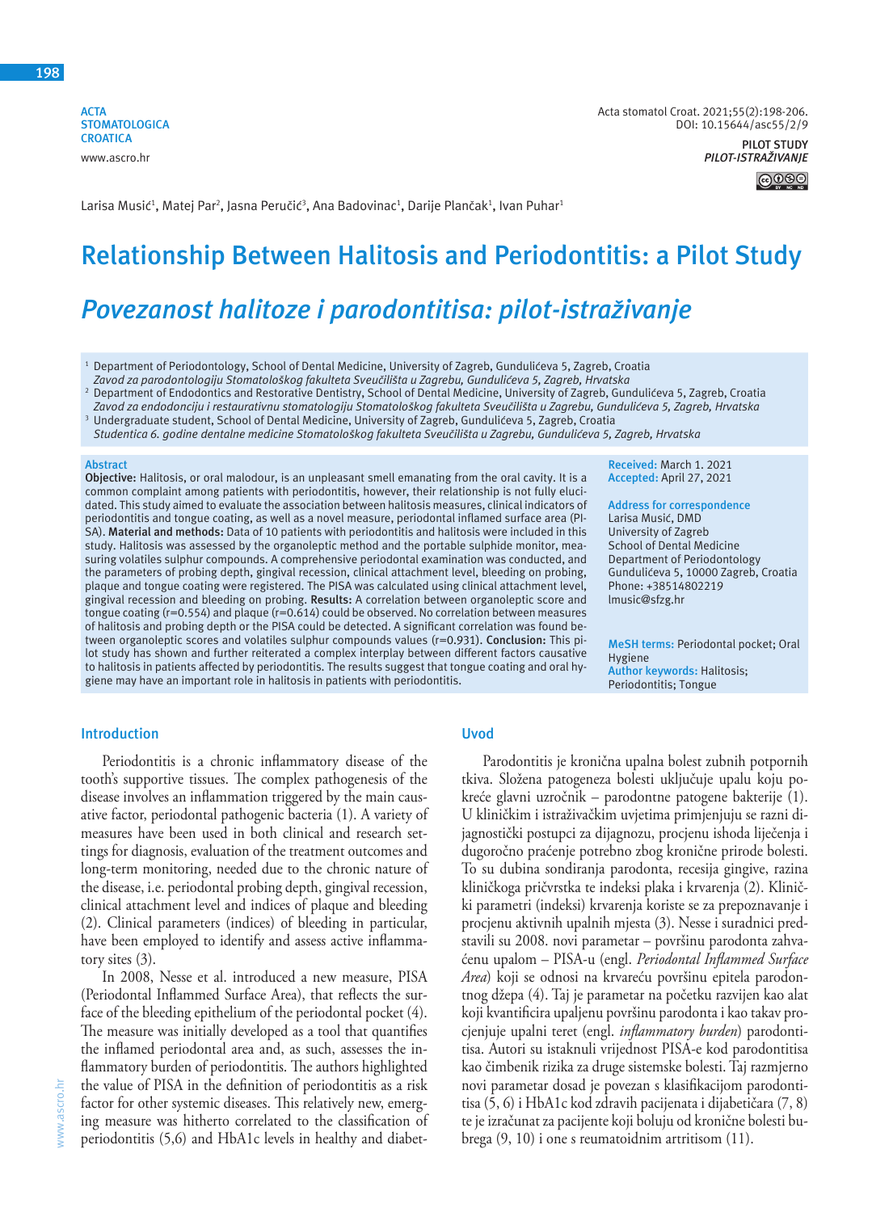ACTA STOMATOLOGICA CROATIA
www.ascro.hr

Acta stomatol Croat. 2021;55(2):198-206.
DOI: 10.15644/asc55/2/9

PILOT STUDY
*PILOT-ISTRAŽIVANJE*

Larisa Musić[1], Matej Par[2], Jasna Peručić[3], Ana Badovinac[1], Darije Plančak[1], Ivan Puhar[1]

# Relationship Between Halitosis and Periodontitis: a Pilot Study

# *Povezanost halitoze i parodontitisa: pilot-istraživanje*

[1] Department of Periodontology, School of Dental Medicine, University of Zagreb, Gundulićeva 5, Zagreb, Croatia
*Zavod za parodontologiju Stomatološkog fakulteta Sveučilišta u Zagrebu, Gundulićeva 5, Zagreb, Hrvatska*

[2] Department of Endodontics and Restorative Dentistry, School of Dental Medicine, University of Zagreb, Gundulićeva 5, Zagreb, Croatia
*Zavod za endodonciju i restaurativnu stomatologiju Stomatološkog fakulteta Sveučilišta u Zagrebu, Gundulićeva 5, Zagreb, Hrvatska*

[3] Undergraduate student, School of Dental Medicine, University of Zagreb, Gundulićeva 5, Zagreb, Croatia
*Studentica 6. godine dentalne medicine Stomatološkog fakulteta Sveučilišta u Zagrebu, Gundulićeva 5, Zagreb, Hrvatska*

## Abstract

**Objective:** Halitosis, or oral malodour, is an unpleasant smell emanating from the oral cavity. It is a common complaint among patients with periodontitis, however, their relationship is not fully elucidated. This study aimed to evaluate the association between halitosis measures, clinical indicators of periodontitis and tongue coating, as well as a novel measure, periodontal inflamed surface area (PISA). **Material and methods:** Data of 10 patients with periodontitis and halitosis were included in this study. Halitosis was assessed by the organoleptic method and the portable sulphide monitor, measuring volatiles sulphur compounds. A comprehensive periodontal examination was conducted, and the parameters of probing depth, gingival recession, clinical attachment level, bleeding on probing, plaque and tongue coating were registered. The PISA was calculated using clinical attachment level, gingival recession and bleeding on probing. **Results:** A correlation between organoleptic score and tongue coating (r=0.554) and plaque (r=0.614) could be observed. No correlation between measures of halitosis and probing depth or the PISA could be detected. A significant correlation was found between organoleptic scores and volatiles sulphur compounds values (r=0.931). **Conclusion:** This pilot study has shown and further reiterated a complex interplay between different factors causative to halitosis in patients affected by periodontitis. The results suggest that tongue coating and oral hygiene may have an important role in halitosis in patients with periodontitis.

**Received:** March 1. 2021
**Accepted:** April 27, 2021

**Address for correspondence**
Larisa Musić, DMD
University of Zagreb
School of Dental Medicine
Department of Periodontology
Gundulićeva 5, 10000 Zagreb, Croatia
Phone: +38514802219
lmusic@sfzg.hr

**MeSH terms:** Periodontal pocket; Oral Hygiene
**Author keywords:** Halitosis; Periodontitis; Tongue

## Introduction

Periodontitis is a chronic inflammatory disease of the tooth's supportive tissues. The complex pathogenesis of the disease involves an inflammation triggered by the main causative factor, periodontal pathogenic bacteria (1). A variety of measures have been used in both clinical and research settings for diagnosis, evaluation of the treatment outcomes and long-term monitoring, needed due to the chronic nature of the disease, i.e. periodontal probing depth, gingival recession, clinical attachment level and indices of plaque and bleeding (2). Clinical parameters (indices) of bleeding in particular, have been employed to identify and assess active inflammatory sites (3).

In 2008, Nesse et al. introduced a new measure, PISA (Periodontal Inflamed Surface Area), that reflects the surface of the bleeding epithelium of the periodontal pocket (4). The measure was initially developed as a tool that quantifies the inflamed periodontal area and, as such, assesses the inflammatory burden of periodontitis. The authors highlighted the value of PISA in the definition of periodontitis as a risk factor for other systemic diseases. This relatively new, emerging measure was hitherto correlated to the classification of periodontitis (5,6) and HbA1c levels in healthy and diabet-

## Uvod

Parodontitis je kronična upalna bolest zubnih potpornih tkiva. Složena patogeneza bolesti uključuje upalu koju pokreće glavni uzročnik – parodontne patogene bakterije (1). U kliničkim i istraživačkim uvjetima primjenjuju se razni dijagnostički postupci za dijagnozu, procjenu ishoda liječenja i dugoročno praćenje potrebno zbog kronične prirode bolesti. To su dubina sondiranja parodonta, recesija gingive, razina kliničkoga pričvrstka te indeksi plaka i krvarenja (2). Klinički parametri (indeksi) krvarenja koriste se za prepoznavanje i procjenu aktivnih upalnih mjesta (3). Nesse i suradnici predstavili su 2008. novi parametar – površinu parodonta zahvaćenu upalom – PISA-u (engl. *Periodontal Inflamed Surface Area*) koji se odnosi na krvareću površinu epitela parodontnog džepa (4). Taj je parametar na početku razvijen kao alat koji kvantificira upaljenu površinu parodonta i kao takav procjenjuje upalni teret (engl. *inflammatory burden*) parodontitisa. Autori su istaknuli vrijednost PISA-e kod parodontitisa kao čimbenik rizika za druge sistemske bolesti. Taj razmjerno novi parametar dosad je povezan s klasifikacijom parodontitisa (5, 6) i HbA1c kod zdravih pacijenata i dijabetičara (7, 8) te je izračunat za pacijente koji boluju od kronične bolesti bubrega (9, 10) i one s reumatoidnim artritisom (11).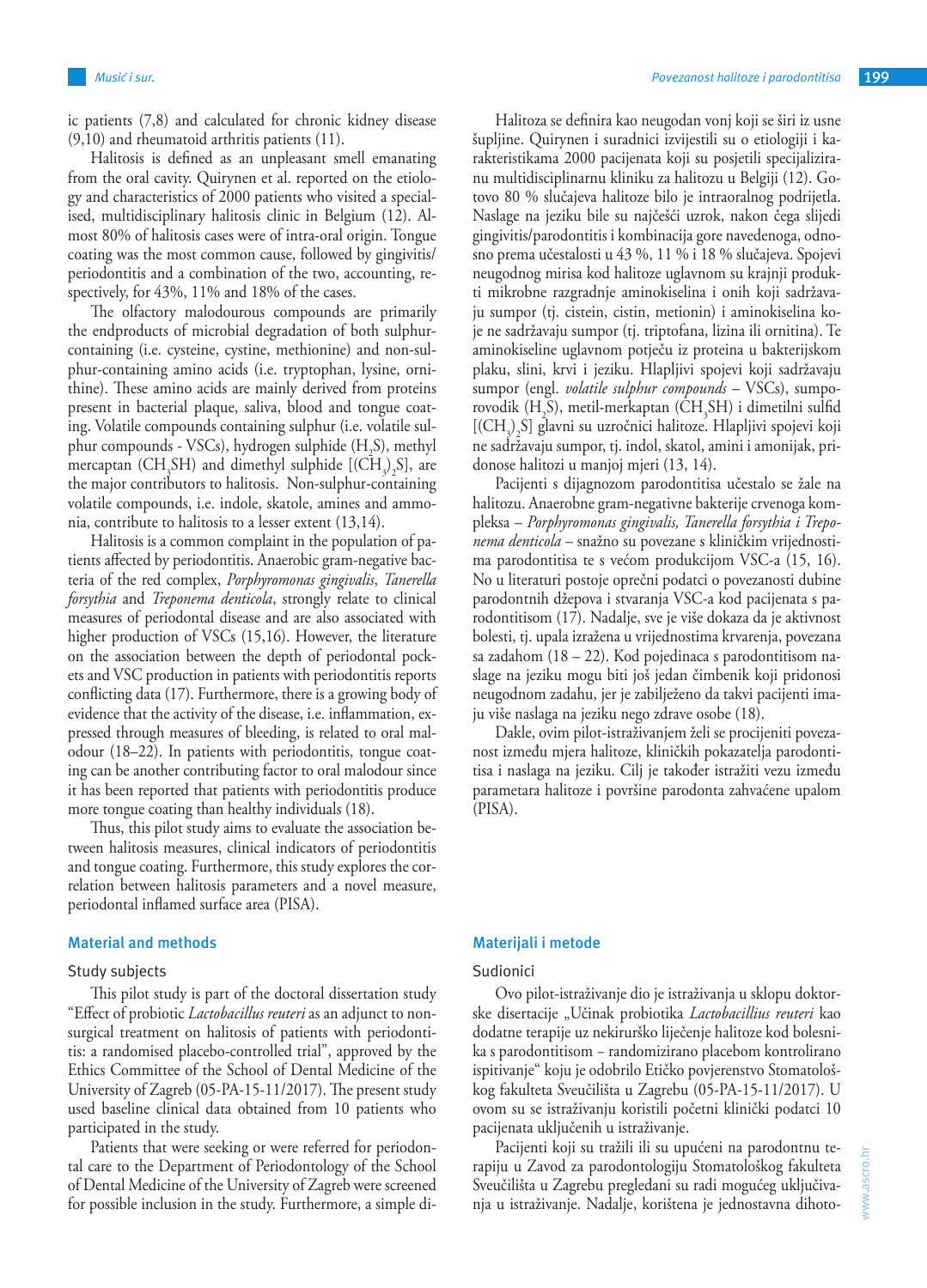ic patients (7,8) and calculated for chronic kidney disease (9,10) and rheumatoid arthritis patients (11).

Halitosis is defined as an unpleasant smell emanating from the oral cavity. Quirynen et al. reported on the etiology and characteristics of 2000 patients who visited a specialised, multidisciplinary halitosis clinic in Belgium (12). Almost 80% of halitosis cases were of intra-oral origin. Tongue coating was the most common cause, followed by gingivitis/periodontitis and a combination of the two, accounting, respectively, for 43%, 11% and 18% of the cases.

The olfactory malodourous compounds are primarily the endproducts of microbial degradation of both sulphur-containing (i.e. cysteine, cystine, methionine) and non-sulphur-containing amino acids (i.e. tryptophan, lysine, ornithine). These amino acids are mainly derived from proteins present in bacterial plaque, saliva, blood and tongue coating. Volatile compounds containing sulphur (i.e. volatile sulphur compounds - VSCs), hydrogen sulphide ($H_2S$), methyl mercaptan ($CH_3SH$) and dimethyl sulphide [$(CH_3)_2S$], are the major contributors to halitosis. Non-sulphur-containing volatile compounds, i.e. indole, skatole, amines and ammonia, contribute to halitosis to a lesser extent (13,14).

Halitosis is a common complaint in the population of patients affected by periodontitis. Anaerobic gram-negative bacteria of the red complex, *Porphyromonas gingivalis*, *Tanerella forsythia* and *Treponema denticola*, strongly relate to clinical measures of periodontal disease and are also associated with higher production of VSCs (15,16). However, the literature on the association between the depth of periodontal pockets and VSC production in patients with periodontitis reports conflicting data (17). Furthermore, there is a growing body of evidence that the activity of the disease, i.e. inflammation, expressed through measures of bleeding, is related to oral malodour (18–22). In patients with periodontitis, tongue coating can be another contributing factor to oral malodour since it has been reported that patients with periodontitis produce more tongue coating than healthy individuals (18).

Thus, this pilot study aims to evaluate the association between halitosis measures, clinical indicators of periodontitis and tongue coating. Furthermore, this study explores the correlation between halitosis parameters and a novel measure, periodontal inflamed surface area (PISA).

## Material and methods

### Study subjects

This pilot study is part of the doctoral dissertation study "Effect of probiotic *Lactobacillus reuteri* as an adjunct to non-surgical treatment on halitosis of patients with periodontitis: a randomised placebo-controlled trial", approved by the Ethics Committee of the School of Dental Medicine of the University of Zagreb (05-PA-15-11/2017). The present study used baseline clinical data obtained from 10 patients who participated in the study.

Patients that were seeking or were referred for periodontal care to the Department of Periodontology of the School of Dental Medicine of the University of Zagreb were screened for possible inclusion in the study. Furthermore, a simple di-

Halitoza se definira kao neugodan vonj koji se širi iz usne šupljine. Quirynen i suradnici izvijestili su o etiologiji i karakteristikama 2000 pacijenata koji su posjetili specijaliziranu multidisciplinarnu kliniku za halitozu u Belgiji (12). Gotovo 80 % slučajeva halitoze bilo je intraoralnog podrijetla. Naslage na jeziku bile su najčešći uzrok, nakon čega slijedi gingivitis/parodontitis i kombinacija gore navedenoga, odnosno prema učestalosti u 43 %, 11 % i 18 % slučajeva. Spojevi neugodnog mirisa kod halitoze uglavnom su krajnji produkti mikrobne razgradnje aminokiselina i onih koji sadržavaju sumpor (tj. cistein, cistin, metionin) i aminokiselina koje ne sadržavaju sumpor (tj. triptofana, lizina ili ornitina). Te aminokiseline uglavnom potječu iz proteina u bakterijskom plaku, slini, krvi i jeziku. Hlapljivi spojevi koji sadržavaju sumpor (engl. *volatile sulphur compounds* – VSCs), sumporovodik ($H_2S$), metil-merkaptan ($CH_3SH$) i dimetilni sulfid [$(CH_3)_2S$] glavni su uzročnici halitoze. Hlapljivi spojevi koji ne sadržavaju sumpor, tj. indol, skatol, amini i amonijak, pridonose halitozi u manjoj mjeri (13, 14).

Pacijenti s dijagnozom parodontitisa učestalo se žale na halitozu. Anaerobne gram-negativne bakterije crvenoga kompleksa – *Porphyromonas gingivalis, Tanerella forsythia i Treponema denticola* – snažno su povezane s kliničkim vrijednostima parodontitisa te s većom produkcijom VSC-a (15, 16). No u literaturi postoje oprečni podatci o povezanosti dubine parodontnih džepova i stvaranja VSC-a kod pacijenata s parodontitisom (17). Nadalje, sve je više dokaza da je aktivnost bolesti, tj. upala izražena u vrijednostima krvarenja, povezana sa zadahom (18 – 22). Kod pojedinaca s parodontitisom naslage na jeziku mogu biti još jedan čimbenik koji pridonosi neugodnom zadahu, jer je zabilježeno da takvi pacijenti imaju više naslaga na jeziku nego zdrave osobe (18).

Dakle, ovim pilot-istraživanjem želi se procijeniti povezanost između mjera halitoze, kliničkih pokazatelja parodontitisa i naslaga na jeziku. Cilj je također istražiti vezu između parametara halitoze i površine parodonta zahvaćene upalom (PISA).

## Materijali i metode

### Sudionici

Ovo pilot-istraživanje dio je istraživanja u sklopu doktorske disertacije „Učinak probiotika *Lactobacillius reuteri* kao dodatne terapije uz nekirurško liječenje halitoze kod bolesnika s parodontitisom – randomizirano placebom kontrolirano ispitivanje" koju je odobrilo Etičko povjerenstvo Stomatološkog fakulteta Sveučilišta u Zagrebu (05-PA-15-11/2017). U ovom su se istraživanju koristili početni klinički podatci 10 pacijenata uključenih u istraživanje.

Pacijenti koji su tražili ili su upućeni na parodontnu terapiju u Zavod za parodontologiju Stomatološkog fakulteta Sveučilišta u Zagrebu pregledani su radi mogućeg uključivanja u istraživanje. Nadalje, korištena je jednostavna dihoto-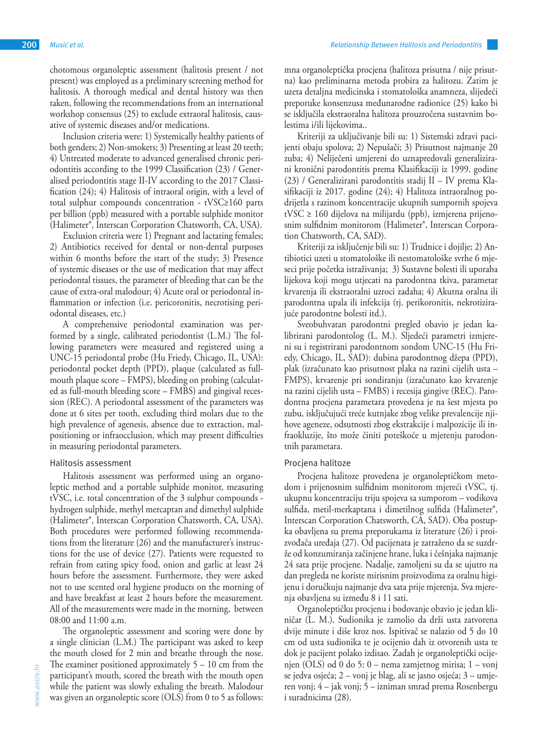chotomous organoleptic assessment (halitosis present / not present) was employed as a preliminary screening method for halitosis. A thorough medical and dental history was then taken, following the recommendations from an international workshop consensus (25) to exclude extraoral halitosis, causative of systemic diseases and/or medications.

Inclusion criteria were: 1) Systemically healthy patients of both genders; 2) Non-smokers; 3) Presenting at least 20 teeth; 4) Untreated moderate to advanced generalised chronic periodontitis according to the 1999 Classification (23) / Generalised periodontitis stage II-IV according to the 2017 Classification (24); 4) Halitosis of intraoral origin, with a level of total sulphur compounds concentration - tVSC≥160 parts per billion (ppb) measured with a portable sulphide monitor (Halimeter®, Interscan Corporation Chatsworth, CA, USA).

Exclusion criteria were 1) Pregnant and lactating females; 2) Antibiotics received for dental or non-dental purposes within 6 months before the start of the study; 3) Presence of systemic diseases or the use of medication that may affect periodontal tissues, the parameter of bleeding that can be the cause of extra-oral malodour; 4) Acute oral or periodontal inflammation or infection (i.e. pericoronitis, necrotising periodontal diseases, etc.)

A comprehensive periodontal examination was performed by a single, calibrated periodontist (L.M.) The following parameters were measured and registered using a UNC-15 periodontal probe (Hu Friedy, Chicago, IL, USA): periodontal pocket depth (PPD), plaque (calculated as full-mouth plaque score – FMPS), bleeding on probing (calculated as full-mouth bleeding score – FMBS) and gingival recession (REC). A periodontal assessment of the parameters was done at 6 sites per tooth, excluding third molars due to the high prevalence of agenesis, absence due to extraction, malpositioning or infraocclusion, which may present difficulties in measuring periodontal parameters.

### Halitosis assessment

Halitosis assessment was performed using an organoleptic method and a portable sulphide monitor, measuring tVSC, i.e. total concentration of the 3 sulphur compounds - hydrogen sulphide, methyl mercaptan and dimethyl sulphide (Halimeter®, Interscan Corporation Chatsworth, CA, USA). Both procedures were performed following recommendations from the literature (26) and the manufacturer's instructions for the use of device (27). Patients were requested to refrain from eating spicy food, onion and garlic at least 24 hours before the assessment. Furthermore, they were asked not to use scented oral hygiene products on the morning of and have breakfast at least 2 hours before the measurement. All of the measurements were made in the morning, between 08:00 and 11:00 a.m.

The organoleptic assessment and scoring were done by a single clinician (L.M.) The participant was asked to keep the mouth closed for 2 min and breathe through the nose. The examiner positioned approximately 5 – 10 cm from the participant's mouth, scored the breath with the mouth open while the patient was slowly exhaling the breath. Malodour was given an organoleptic score (OLS) from 0 to 5 as follows:

mna organoleptička procjena (halitoza prisutna / nije prisutna) kao preliminarna metoda probira za halitozu. Zatim je uzeta detaljna medicinska i stomatološka anamneza, slijedeći preporuke konsenzusa međunarodne radionice (25) kako bi se isključila ekstraoralna halitoza prouzročena sustavnim bolestima i/ili lijekovima..

Kriteriji za uključivanje bili su: 1) Sistemski zdravi pacijenti obaju spolova; 2) Nepušači; 3) Prisutnost najmanje 20 zuba; 4) Neliječeni umjereni do uznapredovali generalizirani kronični parodontitis prema Klasifikaciji iz 1999. godine (23) / Generalizirani parodontitis stadij II – IV prema Klasifikaciji iz 2017. godine (24); 4) Halitoza intraoralnog podrijetla s razinom koncentracije ukupnih sumpornih spojeva tVSC ≥ 160 dijelova na milijardu (ppb), izmjerena prijenosnim sulfidnim monitorom (Halimeter®, Interscan Corporation Chatsworth, CA, SAD).

Kriteriji za isključenje bili su: 1) Trudnice i dojilje; 2) Antibiotici uzeti u stomatološke ili nestomatološke svrhe 6 mjeseci prije početka istraživanja; 3) Sustavne bolesti ili uporaba lijekova koji mogu utjecati na parodontna tkiva, parametar krvarenja ili ekstraoralni uzroci zadaha; 4) Akutna oralna ili parodontna upala ili infekcija (tj. perikoronitis, nekrotizirajuće parodontne bolesti itd.).

Sveobuhvatan parodontni pregled obavio je jedan kalibrirani parodontolog (L. M.). Sljedeći parametri izmjereni su i registrirani parodontnom sondom UNC-15 (Hu Friedy, Chicago, IL, SAD): dubina parodontnog džepa (PPD), plak (izračunato kao prisutnost plaka na razini cijelih usta – FMPS), krvarenje pri sondiranju (izračunato kao krvarenje na razini cijelih usta – FMBS) i recesija gingive (REC). Parodontna procjena parametara provedena je na šest mjesta po zubu, isključujući treće kutnjake zbog velike prevalencije njihove ageneze, odsutnosti zbog ekstrakcije i malpozicije ili infraokluzije, što može činiti poteškoće u mjerenju parodontnih parametara.

### Procjena halitoze

Procjena halitoze provedena je organoleptičkom metodom i prijenosnim sulfidnim monitorom mjereći tVSC, tj. ukupnu koncentraciju triju spojeva sa sumporom – vodikova sulfida, metil-merkaptana i dimetilnog sulfida (Halimeter®, Interscan Corporation Chatsworth, CA, SAD). Oba postupka obavljena su prema preporukama iz literature (26) i proizvođača uređaja (27). Od pacijenata je zatraženo da se suzdrže od konzumiranja začinjene hrane, luka i češnjaka najmanje 24 sata prije procjene. Nadalje, zamoljeni su da se ujutro na dan pregleda ne koriste mirisnim proizvodima za oralnu higijenu i doručkuju najmanje dva sata prije mjerenja. Sva mjerenja obavljena su između 8 i 11 sati.

Organoleptičku procjenu i bodovanje obavio je jedan kliničar (L. M.). Sudionika je zamolio da drži usta zatvorena dvije minute i diše kroz nos. Ispitivač se nalazio od 5 do 10 cm od usta sudionika te je ocijenio dah iz otvorenih usta te dok je pacijent polako izdisao. Zadah je organoleptički ocijenjen (OLS) od 0 do 5: 0 – nema zamjetnog mirisa; 1 – vonj se jedva osjeća; 2 – vonj je blag, ali se jasno osjeća; 3 – umjeren vonj; 4 – jak vonj; 5 – izniman smrad prema Rosenbergu i suradnicima (28).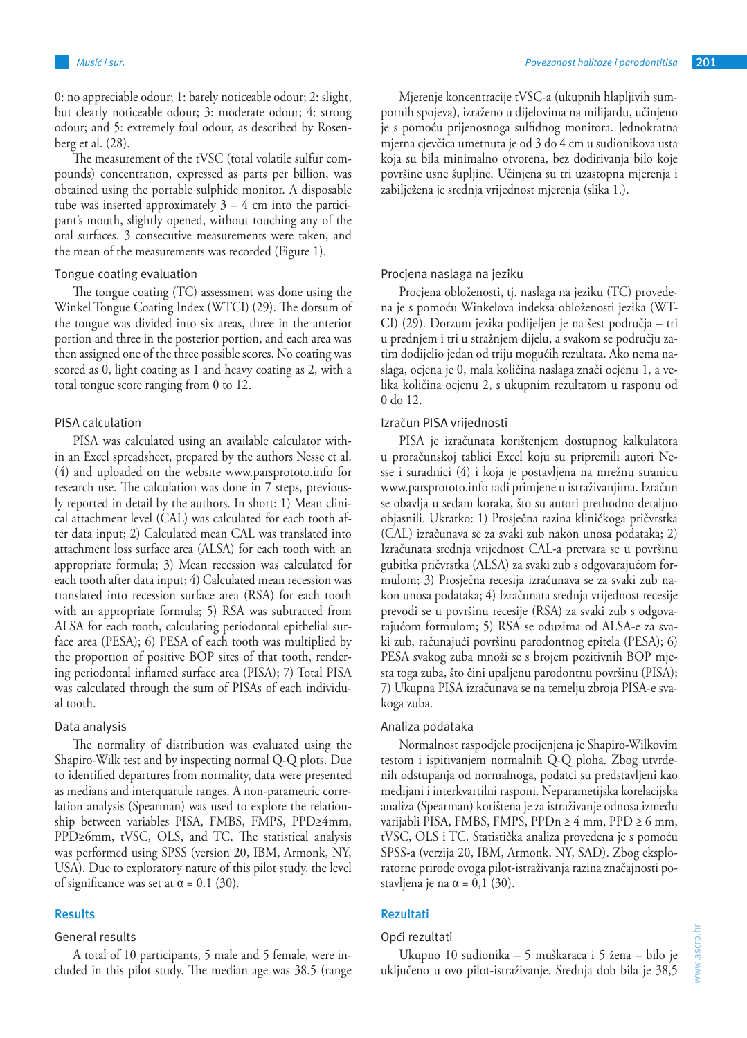0: no appreciable odour; 1: barely noticeable odour; 2: slight, but clearly noticeable odour; 3: moderate odour; 4: strong odour; and 5: extremely foul odour, as described by Rosenberg et al. (28).

The measurement of the tVSC (total volatile sulfur compounds) concentration, expressed as parts per billion, was obtained using the portable sulphide monitor. A disposable tube was inserted approximately 3 – 4 cm into the participant's mouth, slightly opened, without touching any of the oral surfaces. 3 consecutive measurements were taken, and the mean of the measurements was recorded (Figure 1).

### Tongue coating evaluation

The tongue coating (TC) assessment was done using the Winkel Tongue Coating Index (WTCI) (29). The dorsum of the tongue was divided into six areas, three in the anterior portion and three in the posterior portion, and each area was then assigned one of the three possible scores. No coating was scored as 0, light coating as 1 and heavy coating as 2, with a total tongue score ranging from 0 to 12.

### PISA calculation

PISA was calculated using an available calculator within an Excel spreadsheet, prepared by the authors Nesse et al. (4) and uploaded on the website www.parsprototo.info for research use. The calculation was done in 7 steps, previously reported in detail by the authors. In short: 1) Mean clinical attachment level (CAL) was calculated for each tooth after data input; 2) Calculated mean CAL was translated into attachment loss surface area (ALSA) for each tooth with an appropriate formula; 3) Mean recession was calculated for each tooth after data input; 4) Calculated mean recession was translated into recession surface area (RSA) for each tooth with an appropriate formula; 5) RSA was subtracted from ALSA for each tooth, calculating periodontal epithelial surface area (PESA); 6) PESA of each tooth was multiplied by the proportion of positive BOP sites of that tooth, rendering periodontal inflamed surface area (PISA); 7) Total PISA was calculated through the sum of PISAs of each individual tooth.

### Data analysis

The normality of distribution was evaluated using the Shapiro-Wilk test and by inspecting normal Q-Q plots. Due to identified departures from normality, data were presented as medians and interquartile ranges. A non-parametric correlation analysis (Spearman) was used to explore the relationship between variables PISA, FMBS, FMPS, PPD≥4mm, PPD≥6mm, tVSC, OLS, and TC. The statistical analysis was performed using SPSS (version 20, IBM, Armonk, NY, USA). Due to exploratory nature of this pilot study, the level of significance was set at $\alpha = 0.1$ (30).

## Results

### General results

A total of 10 participants, 5 male and 5 female, were included in this pilot study. The median age was 38.5 (range

Mjerenje koncentracije tVSC-a (ukupnih hlapljivih sumpornih spojeva), izraženo u dijelovima na milijardu, učinjeno je s pomoću prijenosnoga sulfidnog monitora. Jednokratna mjerna cjevčica umetnuta je od 3 do 4 cm u sudionikova usta koja su bila minimalno otvorena, bez dodirivanja bilo koje površine usne šupljine. Učinjena su tri uzastopna mjerenja i zabilježena je srednja vrijednost mjerenja (slika 1.).

### Procjena naslaga na jeziku

Procjena obloženosti, tj. naslaga na jeziku (TC) provedena je s pomoću Winkelova indeksa obloženosti jezika (WTCI) (29). Dorzum jezika podijeljen je na šest područja – tri u prednjem i tri u stražnjem dijelu, a svakom se području zatim dodijelio jedan od triju mogućih rezultata. Ako nema naslaga, ocjena je 0, mala količina naslaga znači ocjenu 1, a velika količina ocjenu 2, s ukupnim rezultatom u rasponu od 0 do 12.

### Izračun PISA vrijednosti

PISA je izračunata korištenjem dostupnog kalkulatora u proračunskoj tablici Excel koju su pripremili autori Nesse i suradnici (4) i koja je postavljena na mrežnu stranicu www.parsprototo.info radi primjene u istraživanjima. Izračun se obavlja u sedam koraka, što su autori prethodno detaljno objasnili. Ukratko: 1) Prosječna razina kliničkoga pričvrstka (CAL) izračunava se za svaki zub nakon unosa podataka; 2) Izračunata srednja vrijednost CAL-a pretvara se u površinu gubitka pričvrstka (ALSA) za svaki zub s odgovarajućom formulom; 3) Prosječna recesija izračunava se za svaki zub nakon unosa podataka; 4) Izračunata srednja vrijednost recesije prevodi se u površinu recesije (RSA) za svaki zub s odgovarajućom formulom; 5) RSA se oduzima od ALSA-e za svaki zub, računajući površinu parodontnog epitela (PESA); 6) PESA svakog zuba množi se s brojem pozitivnih BOP mjesta toga zuba, što čini upaljenu parodontnu površinu (PISA); 7) Ukupna PISA izračunava se na temelju zbroja PISA-e svakoga zuba.

### Analiza podataka

Normalnost raspodjele procijenjena je Shapiro-Wilkovim testom i ispitivanjem normalnih Q-Q ploha. Zbog utvrđenih odstupanja od normalnoga, podatci su predstavljeni kao medijani i interkvartilni rasponi. Neparametijska korelacijska analiza (Spearman) korištena je za istraživanje odnosa između varijabli PISA, FMBS, FMPS, PPDn ≥ 4 mm, PPD ≥ 6 mm, tVSC, OLS i TC. Statistička analiza provedena je s pomoću SPSS-a (verzija 20, IBM, Armonk, NY, SAD). Zbog eksploratorne prirode ovoga pilot-istraživanja razina značajnosti postavljena je na $\alpha = 0{,}1$ (30).

## Rezultati

### Opći rezultati

Ukupno 10 sudionika – 5 muškaraca i 5 žena – bilo je uključeno u ovo pilot-istraživanje. Srednja dob bila je 38,5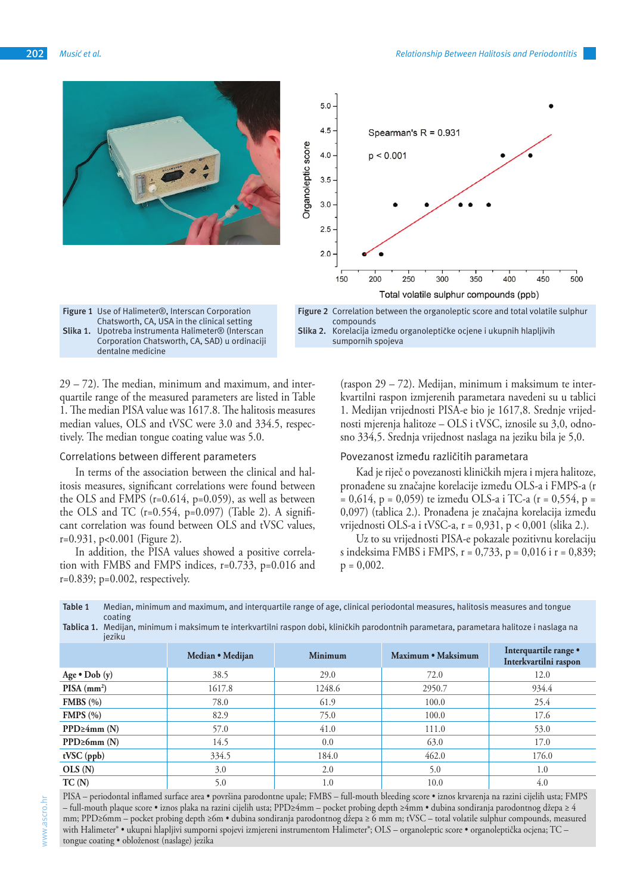Figure 1 Use of Halimeter®, Interscan Corporation Chatsworth, CA, USA in the clinical setting

Slika 1. Upotreba instrumenta Halimeter® (Interscan Corporation Chatsworth, CA, SAD) u ordinaciji dentalne medicine

Figure 2 Correlation between the organoleptic score and total volatile sulphur compounds

Slika 2. Korelacija između organoleptičke ocjene i ukupnih hlapljivih sumpornih spojeva

29 – 72). The median, minimum and maximum, and interquartile range of the measured parameters are listed in Table 1. The median PISA value was 1617.8. The halitosis measures median values, OLS and tVSC were 3.0 and 334.5, respectively. The median tongue coating value was 5.0.

### Correlations between different parameters

In terms of the association between the clinical and halitosis measures, significant correlations were found between the OLS and FMPS ($r=0.614$, $p=0.059$), as well as between the OLS and TC ($r=0.554$, $p=0.097$) (Table 2). A significant correlation was found between OLS and tVSC values, $r=0.931$, $p<0.001$ (Figure 2).

In addition, the PISA values showed a positive correlation with FMBS and FMPS indices, $r=0.733$, $p=0.016$ and $r=0.839$; $p=0.002$, respectively.

(raspon 29 – 72). Medijan, minimum i maksimum te interkvartilni raspon izmjerenih parametara navedeni su u tablici 1. Medijan vrijednosti PISA-e bio je 1617,8. Srednje vrijednosti mjerenja halitoze – OLS i tVSC, iznosile su 3,0, odnosno 334,5. Srednja vrijednost naslaga na jeziku bila je 5,0.

### Povezanost između različitih parametara

Kad je riječ o povezanosti kliničkih mjera i mjera halitoze, pronađene su značajne korelacije između OLS-a i FMPS-a (r = 0,614, p = 0,059) te između OLS-a i TC-a (r = 0,554, p = 0,097) (tablica 2.). Pronađena je značajna korelacija između vrijednosti OLS-a i tVSC-a, r = 0,931, p < 0,001 (slika 2.).

Uz to su vrijednosti PISA-e pokazale pozitivnu korelaciju s indeksima FMBS i FMPS, r = 0,733, p = 0,016 i r = 0,839; p = 0,002.

Table 1 Median, minimum and maximum, and interquartile range of age, clinical periodontal measures, halitosis measures and tongue coating

Tablica 1. Medijan, minimum i maksimum te interkvartilni raspon dobi, kliničkih parodontnih parametara, parametara halitoze i naslaga na jeziku

| | Median • Medijan | Minimum | Maximum • Maksimum | Interquartile range • Interkvartilni raspon |
|---|---|---|---|---|
| **Age • Dob (y)** | 38.5 | 29.0 | 72.0 | 12.0 |
| **PISA ($mm^2$)** | 1617.8 | 1248.6 | 2950.7 | 934.4 |
| **FMBS (%)** | 78.0 | 61.9 | 100.0 | 25.4 |
| **FMPS (%)** | 82.9 | 75.0 | 100.0 | 17.6 |
| **PPD≥4mm (N)** | 57.0 | 41.0 | 111.0 | 53.0 |
| **PPD≥6mm (N)** | 14.5 | 0.0 | 63.0 | 17.0 |
| **tVSC (ppb)** | 334.5 | 184.0 | 462.0 | 176.0 |
| **OLS (N)** | 3.0 | 2.0 | 5.0 | 1.0 |
| **TC (N)** | 5.0 | 1.0 | 10.0 | 4.0 |

PISA – periodontal inflamed surface area • površina parodontne upale; FMBS – full-mouth bleeding score • iznos krvarenja na razini cijelih usta; FMPS – full-mouth plaque score • iznos plaka na razini cijelih usta; PPD≥4mm – pocket probing depth ≥4mm • dubina sondiranja parodontnog džepa ≥ 4 mm; PPD≥6mm – pocket probing depth ≥6m • dubina sondiranja parodontnog džepa ≥ 6 mm m; tVSC – total volatile sulphur compounds, measured with Halimeter® • ukupni hlapljivi sumporni spojevi izmjereni instrumentom Halimeter®; OLS – organoleptic score • organoleptička ocjena; TC – tongue coating • obloženost (naslage) jezika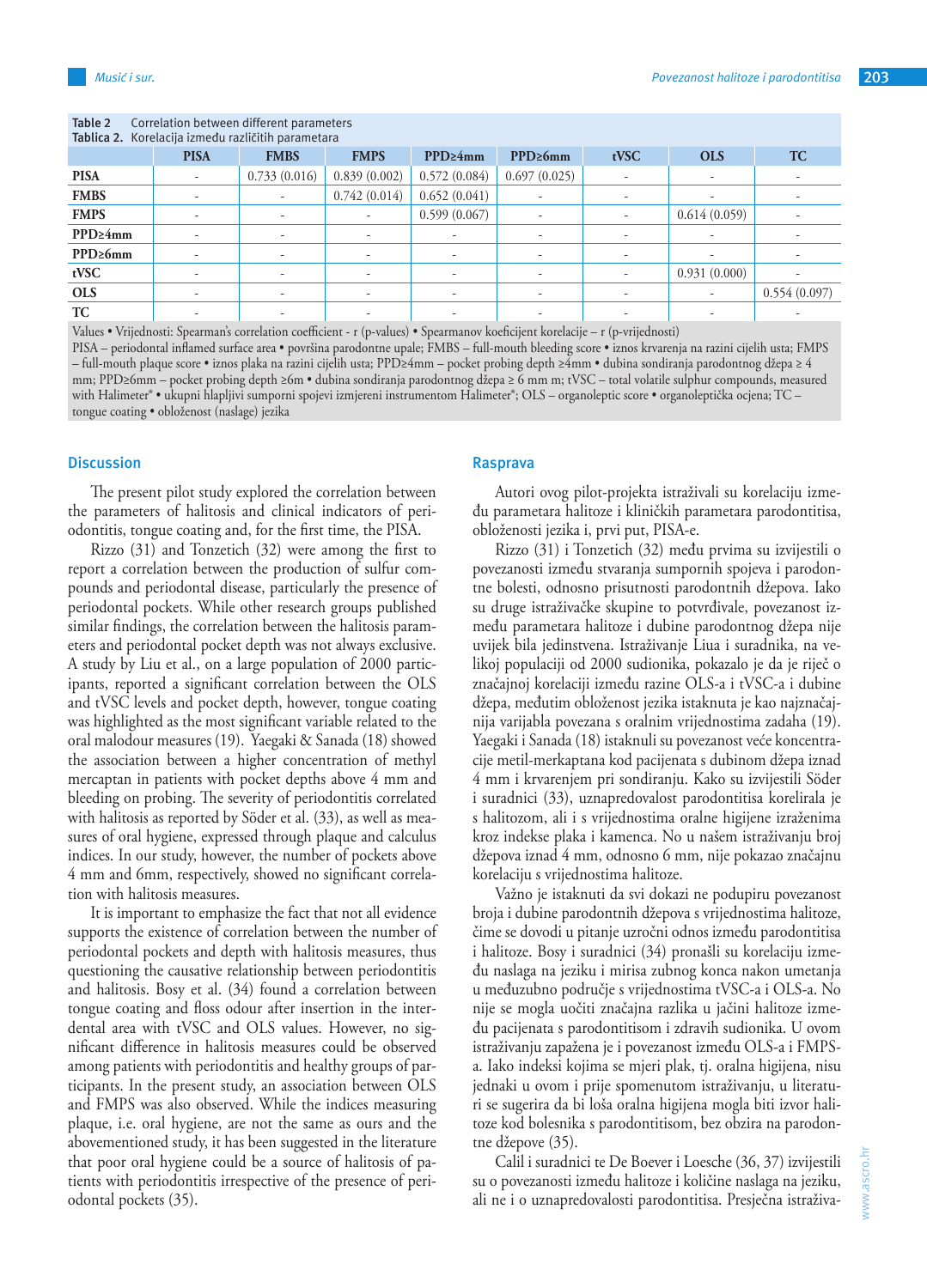Table 2 Correlation between different parameters
Tablica 2. Korelacija između različitih parametara

| | PISA | FMBS | FMPS | PPD≥4mm | PPD≥6mm | tVSC | OLS | TC |
|---|---|---|---|---|---|---|---|---|
| **PISA** | - | 0.733 (0.016) | 0.839 (0.002) | 0.572 (0.084) | 0.697 (0.025) | - | - | - |
| **FMBS** | - | - | 0.742 (0.014) | 0.652 (0.041) | - | - | - | - |
| **FMPS** | - | - | - | 0.599 (0.067) | - | - | 0.614 (0.059) | - |
| **PPD≥4mm** | - | - | - | - | - | - | - | - |
| **PPD≥6mm** | - | - | - | - | - | - | - | - |
| **tVSC** | - | - | - | - | - | - | 0.931 (0.000) | - |
| **OLS** | - | - | - | - | - | - | - | 0.554 (0.097) |
| **TC** | - | - | - | - | - | - | - | - |

Values • Vrijednosti: Spearman's correlation coefficient - r (p-values) • Spearmanov koeficijent korelacije – r (p-vrijednosti)
PISA – periodontal inflamed surface area • površina parodontne upale; FMBS – full-mouth bleeding score • iznos krvarenja na razini cijelih usta; FMPS – full-mouth plaque score • iznos plaka na razini cijelih usta; PPD≥4mm – pocket probing depth ≥4mm • dubina sondiranja parodontnog džepa ≥ 4 mm; PPD≥6mm – pocket probing depth ≥6m • dubina sondiranja parodontnog džepa ≥ 6 mm m; tVSC – total volatile sulphur compounds, measured with Halimeter® • ukupni hlapljivi sumporni spojevi izmjereni instrumentom Halimeter®; OLS – organoleptic score • organoleptička ocjena; TC – tongue coating • obloženost (naslage) jezika

## Discussion

The present pilot study explored the correlation between the parameters of halitosis and clinical indicators of periodontitis, tongue coating and, for the first time, the PISA.

Rizzo (31) and Tonzetich (32) were among the first to report a correlation between the production of sulfur compounds and periodontal disease, particularly the presence of periodontal pockets. While other research groups published similar findings, the correlation between the halitosis parameters and periodontal pocket depth was not always exclusive. A study by Liu et al., on a large population of 2000 participants, reported a significant correlation between the OLS and tVSC levels and pocket depth, however, tongue coating was highlighted as the most significant variable related to the oral malodour measures (19). Yaegaki & Sanada (18) showed the association between a higher concentration of methyl mercaptan in patients with pocket depths above 4 mm and bleeding on probing. The severity of periodontitis correlated with halitosis as reported by Söder et al. (33), as well as measures of oral hygiene, expressed through plaque and calculus indices. In our study, however, the number of pockets above 4 mm and 6mm, respectively, showed no significant correlation with halitosis measures.

It is important to emphasize the fact that not all evidence supports the existence of correlation between the number of periodontal pockets and depth with halitosis measures, thus questioning the causative relationship between periodontitis and halitosis. Bosy et al. (34) found a correlation between tongue coating and floss odour after insertion in the interdental area with tVSC and OLS values. However, no significant difference in halitosis measures could be observed among patients with periodontitis and healthy groups of participants. In the present study, an association between OLS and FMPS was also observed. While the indices measuring plaque, i.e. oral hygiene, are not the same as ours and the abovementioned study, it has been suggested in the literature that poor oral hygiene could be a source of halitosis of patients with periodontitis irrespective of the presence of periodontal pockets (35).

## Rasprava

Autori ovog pilot-projekta istraživali su korelaciju između parametara halitoze i kliničkih parametara parodontitisa, obloženosti jezika i, prvi put, PISA-e.

Rizzo (31) i Tonzetich (32) među prvima su izvijestili o povezanosti između stvaranja sumpornih spojeva i parodontne bolesti, odnosno prisutnosti parodontnih džepova. Iako su druge istraživačke skupine to potvrđivale, povezanost između parametara halitoze i dubine parodontnog džepa nije uvijek bila jedinstvena. Istraživanje Liua i suradnika, na velikoj populaciji od 2000 sudionika, pokazalo je da je riječ o značajnoj korelaciji između razine OLS-a i tVSC-a i dubine džepa, međutim obloženost jezika istaknuta je kao najznačajnija varijabla povezana s oralnim vrijednostima zadaha (19). Yaegaki i Sanada (18) istaknuli su povezanost veće koncentracije metil-merkaptana kod pacijenata s dubinom džepa iznad 4 mm i krvarenjem pri sondiranju. Kako su izvijestili Söder i suradnici (33), uznapredovalost parodontitisa korelirala je s halitozom, ali i s vrijednostima oralne higijene izraženima kroz indekse plaka i kamenca. No u našem istraživanju broj džepova iznad 4 mm, odnosno 6 mm, nije pokazao značajnu korelaciju s vrijednostima halitoze.

Važno je istaknuti da svi dokazi ne podupiru povezanost broja i dubine parodontnih džepova s vrijednostima halitoze, čime se dovodi u pitanje uzročni odnos između parodontitisa i halitoze. Bosy i suradnici (34) pronašli su korelaciju između naslaga na jeziku i mirisa zubnog konca nakon umetanja u međuzubno područje s vrijednostima tVSC-a i OLS-a. No nije se mogla uočiti značajna razlika u jačini halitoze između pacijenata s parodontitisom i zdravih sudionika. U ovom istraživanju zapažena je i povezanost između OLS-a i FMPS-a. Iako indeksi kojima se mjeri plak, tj. oralna higijena, nisu jednaki u ovom i prije spomenutom istraživanju, u literaturi se sugerira da bi loša oralna higijena mogla biti izvor halitoze kod bolesnika s parodontitisom, bez obzira na parodontne džepove (35).

Calil i suradnici te De Boever i Loesche (36, 37) izvijestili su o povezanosti između halitoze i količine naslaga na jeziku, ali ne i o uznapredovalosti parodontitisa. Presječna istraživa-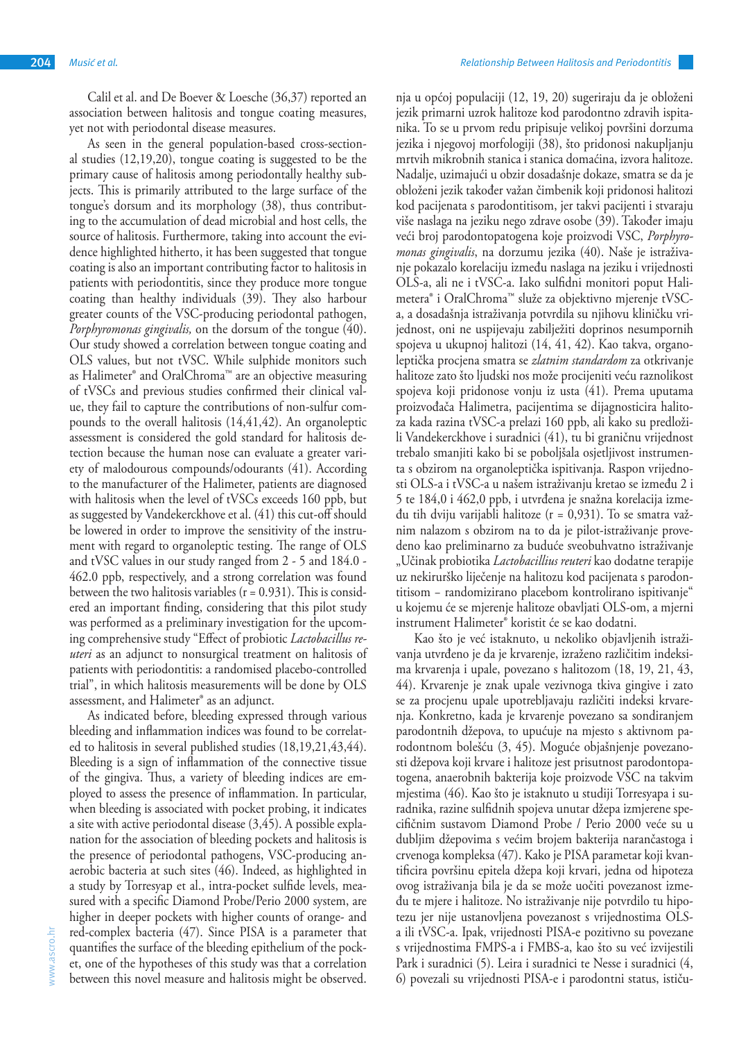Calil et al. and De Boever & Loesche (36,37) reported an association between halitosis and tongue coating measures, yet not with periodontal disease measures.

As seen in the general population-based cross-sectional studies (12,19,20), tongue coating is suggested to be the primary cause of halitosis among periodontally healthy subjects. This is primarily attributed to the large surface of the tongue's dorsum and its morphology (38), thus contributing to the accumulation of dead microbial and host cells, the source of halitosis. Furthermore, taking into account the evidence highlighted hitherto, it has been suggested that tongue coating is also an important contributing factor to halitosis in patients with periodontitis, since they produce more tongue coating than healthy individuals (39). They also harbour greater counts of the VSC-producing periodontal pathogen, *Porphyromonas gingivalis,* on the dorsum of the tongue (40). Our study showed a correlation between tongue coating and OLS values, but not tVSC. While sulphide monitors such as Halimeter® and OralChroma™ are an objective measuring of tVSCs and previous studies confirmed their clinical value, they fail to capture the contributions of non-sulfur compounds to the overall halitosis (14,41,42). An organoleptic assessment is considered the gold standard for halitosis detection because the human nose can evaluate a greater variety of malodourous compounds/odourants (41). According to the manufacturer of the Halimeter, patients are diagnosed with halitosis when the level of tVSCs exceeds 160 ppb, but as suggested by Vandekerckhove et al. (41) this cut-off should be lowered in order to improve the sensitivity of the instrument with regard to organoleptic testing. The range of OLS and tVSC values in our study ranged from 2 - 5 and 184.0 - 462.0 ppb, respectively, and a strong correlation was found between the two halitosis variables (r = 0.931). This is considered an important finding, considering that this pilot study was performed as a preliminary investigation for the upcoming comprehensive study "Effect of probiotic *Lactobacillus reuteri* as an adjunct to nonsurgical treatment on halitosis of patients with periodontitis: a randomised placebo-controlled trial", in which halitosis measurements will be done by OLS assessment, and Halimeter® as an adjunct.

As indicated before, bleeding expressed through various bleeding and inflammation indices was found to be correlated to halitosis in several published studies (18,19,21,43,44). Bleeding is a sign of inflammation of the connective tissue of the gingiva. Thus, a variety of bleeding indices are employed to assess the presence of inflammation. In particular, when bleeding is associated with pocket probing, it indicates a site with active periodontal disease (3,45). A possible explanation for the association of bleeding pockets and halitosis is the presence of periodontal pathogens, VSC-producing anaerobic bacteria at such sites (46). Indeed, as highlighted in a study by Torresyap et al., intra-pocket sulfide levels, measured with a specific Diamond Probe/Perio 2000 system, are higher in deeper pockets with higher counts of orange- and red-complex bacteria (47). Since PISA is a parameter that quantifies the surface of the bleeding epithelium of the pocket, one of the hypotheses of this study was that a correlation between this novel measure and halitosis might be observed.

nja u općoj populaciji (12, 19, 20) sugeriraju da je obloženi jezik primarni uzrok halitoze kod parodontno zdravih ispitanika. To se u prvom redu pripisuje velikoj površini dorzuma jezika i njegovoj morfologiji (38), što pridonosi nakupljanju mrtvih mikrobnih stanica i stanica domaćina, izvora halitoze. Nadalje, uzimajući u obzir dosadašnje dokaze, smatra se da je obloženi jezik također važan čimbenik koji pridonosi halitozi kod pacijenata s parodontitisom, jer takvi pacijenti i stvaraju više naslaga na jeziku nego zdrave osobe (39). Također imaju veći broj parodontopatogena koje proizvodi VSC, *Porphyromonas gingivalis*, na dorzumu jezika (40). Naše je istraživanje pokazalo korelaciju između naslaga na jeziku i vrijednosti OLS-a, ali ne i tVSC-a. Iako sulfidni monitori poput Halimetera® i OralChroma™ služe za objektivno mjerenje tVSC-a, a dosadašnja istraživanja potvrdila su njihovu kliničku vrijednost, oni ne uspijevaju zabilježiti doprinos nesumpornih spojeva u ukupnoj halitozi (14, 41, 42). Kao takva, organoleptička procjena smatra se *zlatnim standardom* za otkrivanje halitoze zato što ljudski nos može procijeniti veću raznolikost spojeva koji pridonose vonju iz usta (41). Prema uputama proizvođača Halimetra, pacijentima se dijagnosticira halitoza kada razina tVSC-a prelazi 160 ppb, ali kako su predložili Vandekerckhove i suradnici (41), tu bi graničnu vrijednost trebalo smanjiti kako bi se poboljšala osjetljivost instrumenta s obzirom na organoleptička ispitivanja. Raspon vrijednosti OLS-a i tVSC-a u našem istraživanju kretao se između 2 i 5 te 184,0 i 462,0 ppb, i utvrđena je snažna korelacija između tih dviju varijabli halitoze (r = 0,931). To se smatra važnim nalazom s obzirom na to da je pilot-istraživanje provedeno kao preliminarno za buduće sveobuhvatno istraživanje „Učinak probiotika *Lactobacillius reuteri* kao dodatne terapije uz nekirurško liječenje na halitozu kod pacijenata s parodontitisom – randomizirano placebom kontrolirano ispitivanje" u kojemu će se mjerenje halitoze obavljati OLS-om, a mjerni instrument Halimeter® koristit će se kao dodatni.

Kao što je već istaknuto, u nekoliko objavljenih istraživanja utvrđeno je da je krvarenje, izraženo različitim indeksima krvarenja i upale, povezano s halitozom (18, 19, 21, 43, 44). Krvarenje je znak upale vezivnoga tkiva gingive i zato se za procjenu upale upotrebljavaju različiti indeksi krvarenja. Konkretno, kada je krvarenje povezano sa sondiranjem parodontnih džepova, to upućuje na mjesto s aktivnom parodontnom bolešću (3, 45). Moguće objašnjenje povezanosti džepova koji krvare i halitoze jest prisutnost parodontopatogena, anaerobnih bakterija koje proizvode VSC na takvim mjestima (46). Kao što je istaknuto u studiji Torresyapa i suradnika, razine sulfidnih spojeva unutar džepa izmjerene specifičnim sustavom Diamond Probe / Perio 2000 veće su u dubljim džepovima s većim brojem bakterija narančastoga i crvenoga kompleksa (47). Kako je PISA parametar koji kvantificira površinu epitela džepa koji krvari, jedna od hipoteza ovog istraživanja bila je da se može uočiti povezanost između te mjere i halitoze. No istraživanje nije potvrdilo tu hipotezu jer nije ustanovljena povezanost s vrijednostima OLS-a ili tVSC-a. Ipak, vrijednosti PISA-e pozitivno su povezane s vrijednostima FMPS-a i FMBS-a, kao što su već izvijestili Park i suradnici (5). Leira i suradnici te Nesse i suradnici (4, 6) povezali su vrijednosti PISA-e i parodontni status, ističu-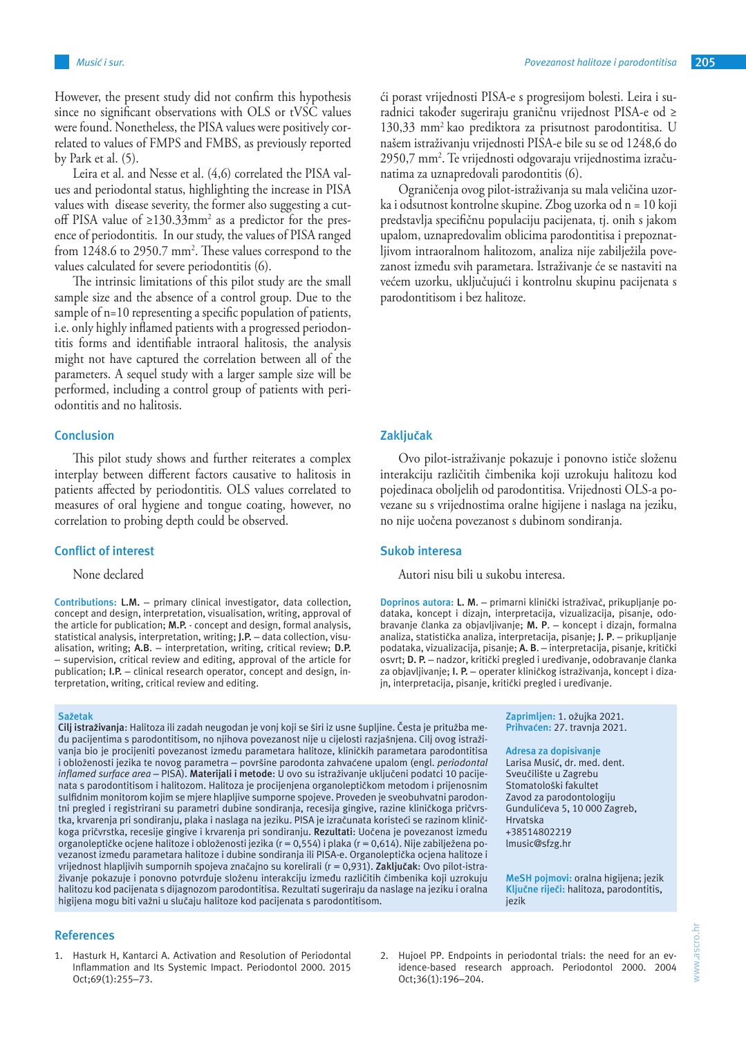However, the present study did not confirm this hypothesis since no significant observations with OLS or tVSC values were found. Nonetheless, the PISA values were positively correlated to values of FMPS and FMBS, as previously reported by Park et al. (5).

Leira et al. and Nesse et al. (4,6) correlated the PISA values and periodontal status, highlighting the increase in PISA values with disease severity, the former also suggesting a cut-off PISA value of ≥130.33mm$^2$ as a predictor for the presence of periodontitis. In our study, the values of PISA ranged from 1248.6 to 2950.7 mm$^2$. These values correspond to the values calculated for severe periodontitis (6).

The intrinsic limitations of this pilot study are the small sample size and the absence of a control group. Due to the sample of n=10 representing a specific population of patients, i.e. only highly inflamed patients with a progressed periodontitis forms and identifiable intraoral halitosis, the analysis might not have captured the correlation between all of the parameters. A sequel study with a larger sample size will be performed, including a control group of patients with periodontitis and no halitosis.

## Conclusion

This pilot study shows and further reiterates a complex interplay between different factors causative to halitosis in patients affected by periodontitis. OLS values correlated to measures of oral hygiene and tongue coating, however, no correlation to probing depth could be observed.

## Conflict of interest

None declared

**Contributions:** **L.M.** – primary clinical investigator, data collection, concept and design, interpretation, visualisation, writing, approval of the article for publication; **M.P.** - concept and design, formal analysis, statistical analysis, interpretation, writing; **J.P.** – data collection, visualisation, writing; **A.B.** – interpretation, writing, critical review; **D.P.** – supervision, critical review and editing, approval of the article for publication; **I.P.** – clinical research operator, concept and design, interpretation, writing, critical review and editing.

ći porast vrijednosti PISA-e s progresijom bolesti. Leira i suradnici također sugeriraju graničnu vrijednost PISA-e od ≥ 130,33 mm$^2$ kao prediktora za prisutnost parodontitisa. U našem istraživanju vrijednosti PISA-e bile su se od 1248,6 do 2950,7 mm$^2$. Te vrijednosti odgovaraju vrijednostima izračunatima za uznapredovali parodontitis (6).

Ograničenja ovog pilot-istraživanja su mala veličina uzorka i odsutnost kontrolne skupine. Zbog uzorka od n = 10 koji predstavlja specifičnu populaciju pacijenata, tj. onih s jakom upalom, uznapredovalim oblicima parodontitisa i prepoznatljivom intraoralnom halitozom, analiza nije zabilježila povezanost između svih parametara. Istraživanje će se nastaviti na većem uzorku, uključujući i kontrolnu skupinu pacijenata s parodontitisom i bez halitoze.

## Zaključak

Ovo pilot-istraživanje pokazuje i ponovno ističe složenu interakciju različitih čimbenika koji uzrokuju halitozu kod pojedinaca oboljelih od parodontitisa. Vrijednosti OLS-a povezane su s vrijednostima oralne higijene i naslaga na jeziku, no nije uočena povezanost s dubinom sondiranja.

## Sukob interesa

Autori nisu bili u sukobu interesa.

**Doprinos autora:** **L. M.** – primarni klinički istraživač, prikupljanje podataka, koncept i dizajn, interpretacija, vizualizacija, pisanje, odobravanje članka za objavljivanje; **M. P.** – koncept i dizajn, formalna analiza, statistička analiza, interpretacija, pisanje; **J. P.** – prikupljanje podataka, vizualizacija, pisanje; **A. B.** – interpretacija, pisanje, kritički osvrt; **D. P.** – nadzor, kritički pregled i uređivanje, odobravanje članka za objavljivanje; **I. P.** – operater kliničkog istraživanja, koncept i dizajn, interpretacija, pisanje, kritički pregled i uređivanje.

**Sažetak**

**Cilj istraživanja**: Halitoza ili zadah neugodan je vonj koji se širi iz usne šupljine. Česta je pritužba među pacijentima s parodontitisom, no njihova povezanost nije u cijelosti razjašnjena. Cilj ovog istraživanja bio je procijeniti povezanost između parametara halitoze, kliničkih parametara parodontitisa i obloženosti jezika te novog parametra – površine parodonta zahvaćene upalom (engl. *periodontal inflamed surface area* – PISA). **Materijali i metode**: U ovo su istraživanje uključeni podatci 10 pacijenata s parodontitisom i halitozom. Halitoza je procijenjena organoleptičkom metodom i prijenosnim sulfidnim monitorom kojim se mjere hlapljive sumporne spojeve. Proveden je sveobuhvatni parodontni pregled i registrirani su parametri dubine sondiranja, recesija gingive, razine kliničkoga pričvrstka, krvarenja pri sondiranju, plaka i naslaga na jeziku. PISA je izračunata koristeći se razinom kliničkoga pričvrstka, recesije gingive i krvarenja pri sondiranju. **Rezultati**: Uočena je povezanost između organoleptičke ocjene halitoze i obloženosti jezika (r = 0,554) i plaka (r = 0,614). Nije zabilježena povezanost između parametara halitoze i dubine sondiranja ili PISA-e. Organoleptička ocjena halitoze i vrijednost hlapljivih sumpornih spojeva značajno su korelirali (r = 0,931). **Zaključak**: Ovo pilot-istraživanje pokazuje i ponovno potvrđuje složenu interakciju između različitih čimbenika koji uzrokuju halitozu kod pacijenata s dijagnozom parodontitisa. Rezultati sugeriraju da naslage na jeziku i oralna higijena mogu biti važni u slučaju halitoze kod pacijenata s parodontitisom.

**Zaprimljen:** 1. ožujka 2021.
**Prihvaćen:** 27. travnja 2021.

**Adresa za dopisivanje**
Larisa Musić, dr. med. dent.
Sveučilište u Zagrebu
Stomatološki fakultet
Zavod za parodontologiju
Gundulićeva 5, 10 000 Zagreb,
Hrvatska
+38514802219
lmusic@sfzg.hr

**MeSH pojmovi:** oralna higijena; jezik
**Ključne riječi:** halitoza, parodontitis, jezik

## References

1. Hasturk H, Kantarci A. Activation and Resolution of Periodontal Inflammation and Its Systemic Impact. Periodontol 2000. 2015 Oct;69(1):255–73.
2. Hujoel PP. Endpoints in periodontal trials: the need for an evidence-based research approach. Periodontol 2000. 2004 Oct;36(1):196–204.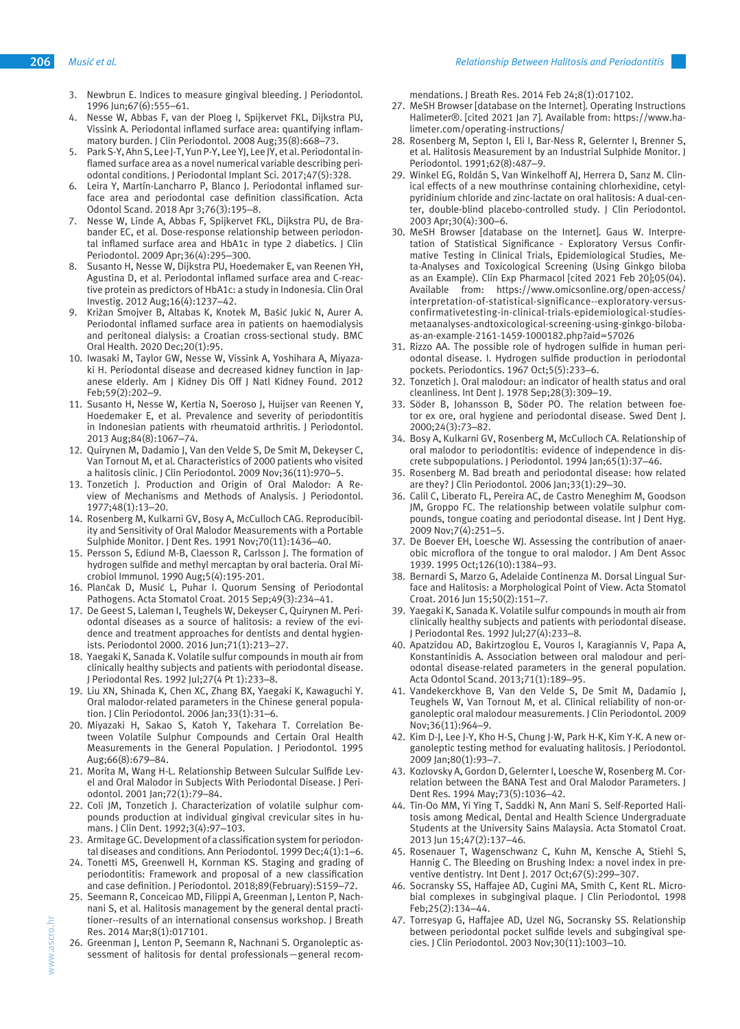3. Newbrun E. Indices to measure gingival bleeding. J Periodontol. 1996 Jun;67(6):555–61.
4. Nesse W, Abbas F, van der Ploeg I, Spijkervet FKL, Dijkstra PU, Vissink A. Periodontal inflamed surface area: quantifying inflammatory burden. J Clin Periodontol. 2008 Aug;35(8):668–73.
5. Park S-Y, Ahn S, Lee J-T, Yun P-Y, Lee YJ, Lee JY, et al. Periodontal inflamed surface area as a novel numerical variable describing periodontal conditions. J Periodontal Implant Sci. 2017;47(5):328.
6. Leira Y, Martín-Lancharro P, Blanco J. Periodontal inflamed surface area and periodontal case definition classification. Acta Odontol Scand. 2018 Apr 3;76(3):195–8.
7. Nesse W, Linde A, Abbas F, Spijkervet FKL, Dijkstra PU, de Brabander EC, et al. Dose-response relationship between periodontal inflamed surface area and HbA1c in type 2 diabetics. J Clin Periodontol. 2009 Apr;36(4):295–300.
8. Susanto H, Nesse W, Dijkstra PU, Hoedemaker E, van Reenen YH, Agustina D, et al. Periodontal inflamed surface area and C-reactive protein as predictors of HbA1c: a study in Indonesia. Clin Oral Investig. 2012 Aug;16(4):1237–42.
9. Križan Smojver B, Altabas K, Knotek M, Bašić Jukić N, Aurer A. Periodontal inflamed surface area in patients on haemodialysis and peritoneal dialysis: a Croatian cross-sectional study. BMC Oral Health. 2020 Dec;20(1):95.
10. Iwasaki M, Taylor GW, Nesse W, Vissink A, Yoshihara A, Miyazaki H. Periodontal disease and decreased kidney function in Japanese elderly. Am J Kidney Dis Off J Natl Kidney Found. 2012 Feb;59(2):202–9.
11. Susanto H, Nesse W, Kertia N, Soeroso J, Huijser van Reenen Y, Hoedemaker E, et al. Prevalence and severity of periodontitis in Indonesian patients with rheumatoid arthritis. J Periodontol. 2013 Aug;84(8):1067–74.
12. Quirynen M, Dadamio J, Van den Velde S, De Smit M, Dekeyser C, Van Tornout M, et al. Characteristics of 2000 patients who visited a halitosis clinic. J Clin Periodontol. 2009 Nov;36(11):970–5.
13. Tonzetich J. Production and Origin of Oral Malodor: A Review of Mechanisms and Methods of Analysis. J Periodontol. 1977;48(1):13–20.
14. Rosenberg M, Kulkarni GV, Bosy A, McCulloch CAG. Reproducibility and Sensitivity of Oral Malodor Measurements with a Portable Sulphide Monitor. J Dent Res. 1991 Nov;70(11):1436–40.
15. Persson S, Ediund M-B, Claesson R, Carlsson J. The formation of hydrogen sulfide and methyl mercaptan by oral bacteria. Oral Microbiol Immunol. 1990 Aug;5(4):195-201.
16. Plančak D, Musić L, Puhar I. Quorum Sensing of Periodontal Pathogens. Acta Stomatol Croat. 2015 Sep;49(3):234–41.
17. De Geest S, Laleman I, Teughels W, Dekeyser C, Quirynen M. Periodontal diseases as a source of halitosis: a review of the evidence and treatment approaches for dentists and dental hygienists. Periodontol 2000. 2016 Jun;71(1):213–27.
18. Yaegaki K, Sanada K. Volatile sulfur compounds in mouth air from clinically healthy subjects and patients with periodontal disease. J Periodontal Res. 1992 Jul;27(4 Pt 1):233–8.
19. Liu XN, Shinada K, Chen XC, Zhang BX, Yaegaki K, Kawaguchi Y. Oral malodor-related parameters in the Chinese general population. J Clin Periodontol. 2006 Jan;33(1):31–6.
20. Miyazaki H, Sakao S, Katoh Y, Takehara T. Correlation Between Volatile Sulphur Compounds and Certain Oral Health Measurements in the General Population. J Periodontol. 1995 Aug;66(8):679–84.
21. Morita M, Wang H-L. Relationship Between Sulcular Sulfide Level and Oral Malodor in Subjects With Periodontal Disease. J Periodontol. 2001 Jan;72(1):79–84.
22. Coli JM, Tonzetich J. Characterization of volatile sulphur compounds production at individual gingival crevicular sites in humans. J Clin Dent. 1992;3(4):97–103.
23. Armitage GC. Development of a classification system for periodontal diseases and conditions. Ann Periodontol. 1999 Dec;4(1):1–6.
24. Tonetti MS, Greenwell H, Kornman KS. Staging and grading of periodontitis: Framework and proposal of a new classification and case definition. J Periodontol. 2018;89(February):S159–72.
25. Seemann R, Conceicao MD, Filippi A, Greenman J, Lenton P, Nachnani S, et al. Halitosis management by the general dental practitioner--results of an international consensus workshop. J Breath Res. 2014 Mar;8(1):017101.
26. Greenman J, Lenton P, Seemann R, Nachnani S. Organoleptic assessment of halitosis for dental professionals—general recommendations. J Breath Res. 2014 Feb 24;8(1):017102.
27. MeSH Browser [database on the Internet]. Operating Instructions Halimeter®. [cited 2021 Jan 7]. Available from: https://www.halimeter.com/operating-instructions/
28. Rosenberg M, Septon I, Eli I, Bar-Ness R, Gelernter I, Brenner S, et al. Halitosis Measurement by an Industrial Sulphide Monitor. J Periodontol. 1991;62(8):487–9.
29. Winkel EG, Roldán S, Van Winkelhoff AJ, Herrera D, Sanz M. Clinical effects of a new mouthrinse containing chlorhexidine, cetylpyridinium chloride and zinc-lactate on oral halitosis: A dual-center, double-blind placebo-controlled study. J Clin Periodontol. 2003 Apr;30(4):300–6.
30. MeSH Browser [database on the Internet]. Gaus W. Interpretation of Statistical Significance - Exploratory Versus Confirmative Testing in Clinical Trials, Epidemiological Studies, Meta-Analyses and Toxicological Screening (Using Ginkgo biloba as an Example). Clin Exp Pharmacol [cited 2021 Feb 20];05(04). Available from: https://www.omicsonline.org/open-access/interpretation-of-statistical-significance--exploratory-versus-confirmativetesting-in-clinical-trials-epidemiological-studies-metaanalyses-andtoxicological-screening-using-ginkgo-biloba-as-an-example-2161-1459-1000182.php?aid=57026
31. Rizzo AA. The possible role of hydrogen sulfide in human periodontal disease. I. Hydrogen sulfide production in periodontal pockets. Periodontics. 1967 Oct;5(5):233–6.
32. Tonzetich J. Oral malodour: an indicator of health status and oral cleanliness. Int Dent J. 1978 Sep;28(3):309–19.
33. Söder B, Johansson B, Söder PO. The relation between foetor ex ore, oral hygiene and periodontal disease. Swed Dent J. 2000;24(3):73–82.
34. Bosy A, Kulkarni GV, Rosenberg M, McCulloch CA. Relationship of oral malodor to periodontitis: evidence of independence in discrete subpopulations. J Periodontol. 1994 Jan;65(1):37–46.
35. Rosenberg M. Bad breath and periodontal disease: how related are they? J Clin Periodontol. 2006 Jan;33(1):29–30.
36. Calil C, Liberato FL, Pereira AC, de Castro Meneghim M, Goodson JM, Groppo FC. The relationship between volatile sulphur compounds, tongue coating and periodontal disease. Int J Dent Hyg. 2009 Nov;7(4):251–5.
37. De Boever EH, Loesche WJ. Assessing the contribution of anaerobic microflora of the tongue to oral malodor. J Am Dent Assoc 1939. 1995 Oct;126(10):1384–93.
38. Bernardi S, Marzo G, Adelaide Continenza M. Dorsal Lingual Surface and Halitosis: a Morphological Point of View. Acta Stomatol Croat. 2016 Jun 15;50(2):151–7.
39. Yaegaki K, Sanada K. Volatile sulfur compounds in mouth air from clinically healthy subjects and patients with periodontal disease. J Periodontal Res. 1992 Jul;27(4):233–8.
40. Apatzidou AD, Bakirtzoglou E, Vouros I, Karagiannis V, Papa A, Konstantinidis A. Association between oral malodour and periodontal disease-related parameters in the general population. Acta Odontol Scand. 2013;71(1):189–95.
41. Vandekerckhove B, Van den Velde S, De Smit M, Dadamio J, Teughels W, Van Tornout M, et al. Clinical reliability of non-organoleptic oral malodour measurements. J Clin Periodontol. 2009 Nov;36(11):964–9.
42. Kim D-J, Lee J-Y, Kho H-S, Chung J-W, Park H-K, Kim Y-K. A new organoleptic testing method for evaluating halitosis. J Periodontol. 2009 Jan;80(1):93–7.
43. Kozlovsky A, Gordon D, Gelernter I, Loesche W, Rosenberg M. Correlation between the BANA Test and Oral Malodor Parameters. J Dent Res. 1994 May;73(5):1036–42.
44. Tin-Oo MM, Yi Ying T, Saddki N, Ann Mani S. Self-Reported Halitosis among Medical, Dental and Health Science Undergraduate Students at the University Sains Malaysia. Acta Stomatol Croat. 2013 Jun 15;47(2):137–46.
45. Rosenauer T, Wagenschwanz C, Kuhn M, Kensche A, Stiehl S, Hannig C. The Bleeding on Brushing Index: a novel index in preventive dentistry. Int Dent J. 2017 Oct;67(5):299–307.
46. Socransky SS, Haffajee AD, Cugini MA, Smith C, Kent RL. Microbial complexes in subgingival plaque. J Clin Periodontol. 1998 Feb;25(2):134–44.
47. Torresyap G, Haffajee AD, Uzel NG, Socransky SS. Relationship between periodontal pocket sulfide levels and subgingival species. J Clin Periodontol. 2003 Nov;30(11):1003–10.